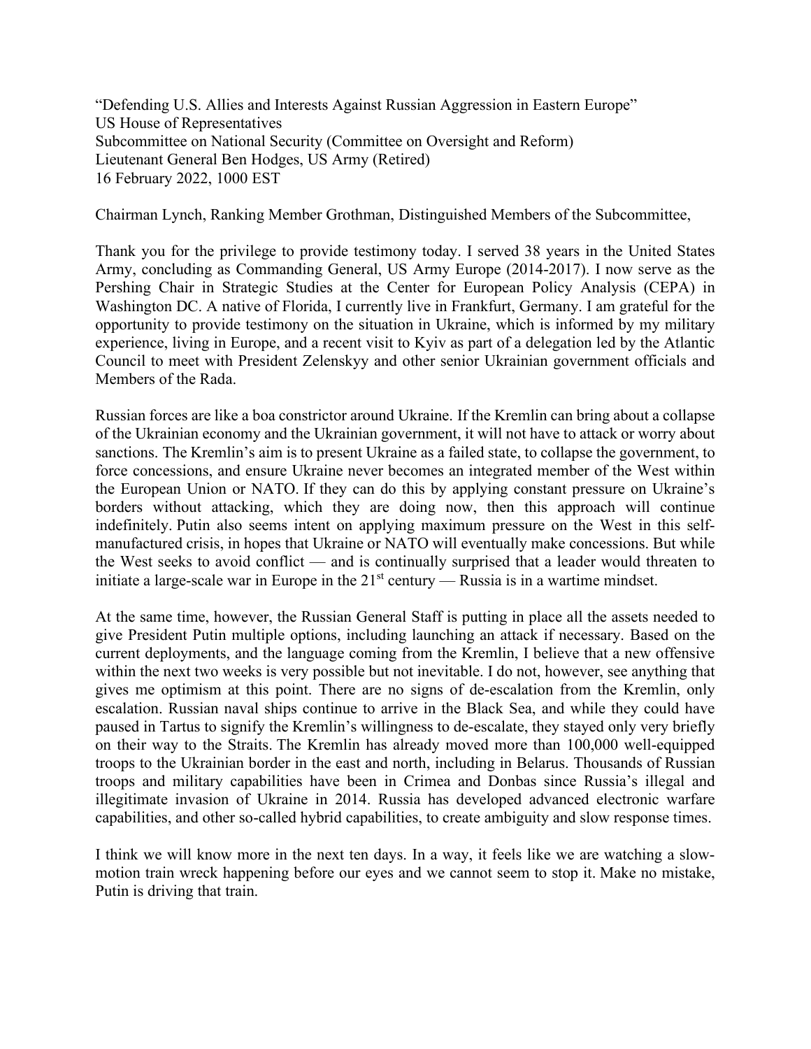"Defending U.S. Allies and Interests Against Russian Aggression in Eastern Europe"
US House of Representatives
Subcommittee on National Security (Committee on Oversight and Reform)
Lieutenant General Ben Hodges, US Army (Retired)
16 February 2022, 1000 EST

Chairman Lynch, Ranking Member Grothman, Distinguished Members of the Subcommittee,

Thank you for the privilege to provide testimony today. I served 38 years in the United States Army, concluding as Commanding General, US Army Europe (2014-2017). I now serve as the Pershing Chair in Strategic Studies at the Center for European Policy Analysis (CEPA) in Washington DC. A native of Florida, I currently live in Frankfurt, Germany. I am grateful for the opportunity to provide testimony on the situation in Ukraine, which is informed by my military experience, living in Europe, and a recent visit to Kyiv as part of a delegation led by the Atlantic Council to meet with President Zelenskyy and other senior Ukrainian government officials and Members of the Rada.

Russian forces are like a boa constrictor around Ukraine. If the Kremlin can bring about a collapse of the Ukrainian economy and the Ukrainian government, it will not have to attack or worry about sanctions. The Kremlin's aim is to present Ukraine as a failed state, to collapse the government, to force concessions, and ensure Ukraine never becomes an integrated member of the West within the European Union or NATO. If they can do this by applying constant pressure on Ukraine's borders without attacking, which they are doing now, then this approach will continue indefinitely. Putin also seems intent on applying maximum pressure on the West in this self-manufactured crisis, in hopes that Ukraine or NATO will eventually make concessions. But while the West seeks to avoid conflict — and is continually surprised that a leader would threaten to initiate a large-scale war in Europe in the 21st century — Russia is in a wartime mindset.

At the same time, however, the Russian General Staff is putting in place all the assets needed to give President Putin multiple options, including launching an attack if necessary. Based on the current deployments, and the language coming from the Kremlin, I believe that a new offensive within the next two weeks is very possible but not inevitable. I do not, however, see anything that gives me optimism at this point. There are no signs of de-escalation from the Kremlin, only escalation. Russian naval ships continue to arrive in the Black Sea, and while they could have paused in Tartus to signify the Kremlin's willingness to de-escalate, they stayed only very briefly on their way to the Straits. The Kremlin has already moved more than 100,000 well-equipped troops to the Ukrainian border in the east and north, including in Belarus. Thousands of Russian troops and military capabilities have been in Crimea and Donbas since Russia's illegal and illegitimate invasion of Ukraine in 2014. Russia has developed advanced electronic warfare capabilities, and other so-called hybrid capabilities, to create ambiguity and slow response times.

I think we will know more in the next ten days. In a way, it feels like we are watching a slow-motion train wreck happening before our eyes and we cannot seem to stop it. Make no mistake, Putin is driving that train.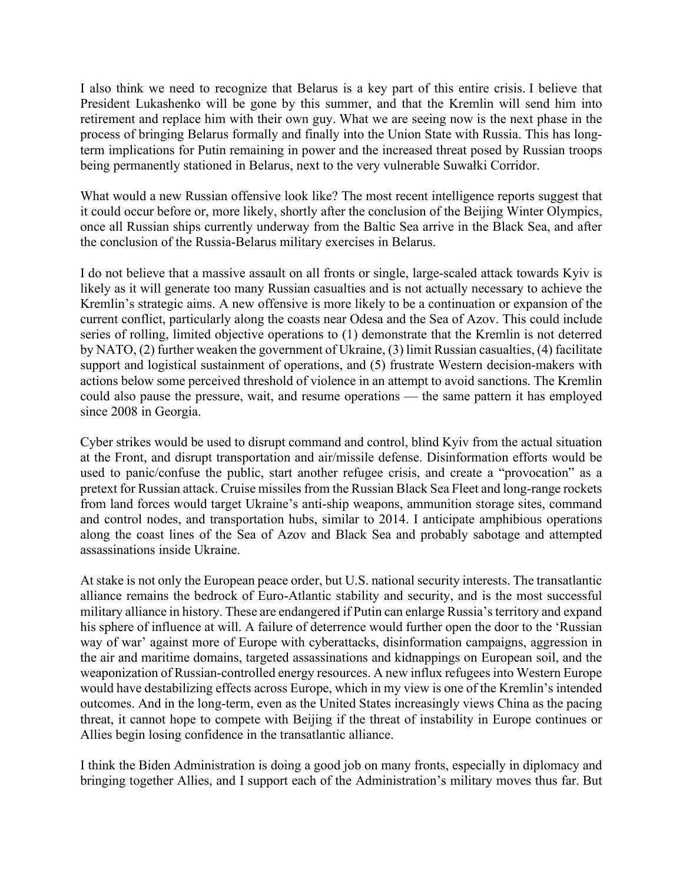I also think we need to recognize that Belarus is a key part of this entire crisis. I believe that President Lukashenko will be gone by this summer, and that the Kremlin will send him into retirement and replace him with their own guy. What we are seeing now is the next phase in the process of bringing Belarus formally and finally into the Union State with Russia. This has long-term implications for Putin remaining in power and the increased threat posed by Russian troops being permanently stationed in Belarus, next to the very vulnerable Suwałki Corridor.

What would a new Russian offensive look like? The most recent intelligence reports suggest that it could occur before or, more likely, shortly after the conclusion of the Beijing Winter Olympics, once all Russian ships currently underway from the Baltic Sea arrive in the Black Sea, and after the conclusion of the Russia-Belarus military exercises in Belarus.

I do not believe that a massive assault on all fronts or single, large-scaled attack towards Kyiv is likely as it will generate too many Russian casualties and is not actually necessary to achieve the Kremlin's strategic aims. A new offensive is more likely to be a continuation or expansion of the current conflict, particularly along the coasts near Odesa and the Sea of Azov. This could include series of rolling, limited objective operations to (1) demonstrate that the Kremlin is not deterred by NATO, (2) further weaken the government of Ukraine, (3) limit Russian casualties, (4) facilitate support and logistical sustainment of operations, and (5) frustrate Western decision-makers with actions below some perceived threshold of violence in an attempt to avoid sanctions. The Kremlin could also pause the pressure, wait, and resume operations — the same pattern it has employed since 2008 in Georgia.

Cyber strikes would be used to disrupt command and control, blind Kyiv from the actual situation at the Front, and disrupt transportation and air/missile defense. Disinformation efforts would be used to panic/confuse the public, start another refugee crisis, and create a "provocation" as a pretext for Russian attack. Cruise missiles from the Russian Black Sea Fleet and long-range rockets from land forces would target Ukraine's anti-ship weapons, ammunition storage sites, command and control nodes, and transportation hubs, similar to 2014. I anticipate amphibious operations along the coast lines of the Sea of Azov and Black Sea and probably sabotage and attempted assassinations inside Ukraine.

At stake is not only the European peace order, but U.S. national security interests. The transatlantic alliance remains the bedrock of Euro-Atlantic stability and security, and is the most successful military alliance in history. These are endangered if Putin can enlarge Russia's territory and expand his sphere of influence at will. A failure of deterrence would further open the door to the 'Russian way of war' against more of Europe with cyberattacks, disinformation campaigns, aggression in the air and maritime domains, targeted assassinations and kidnappings on European soil, and the weaponization of Russian-controlled energy resources. A new influx refugees into Western Europe would have destabilizing effects across Europe, which in my view is one of the Kremlin's intended outcomes. And in the long-term, even as the United States increasingly views China as the pacing threat, it cannot hope to compete with Beijing if the threat of instability in Europe continues or Allies begin losing confidence in the transatlantic alliance.

I think the Biden Administration is doing a good job on many fronts, especially in diplomacy and bringing together Allies, and I support each of the Administration's military moves thus far. But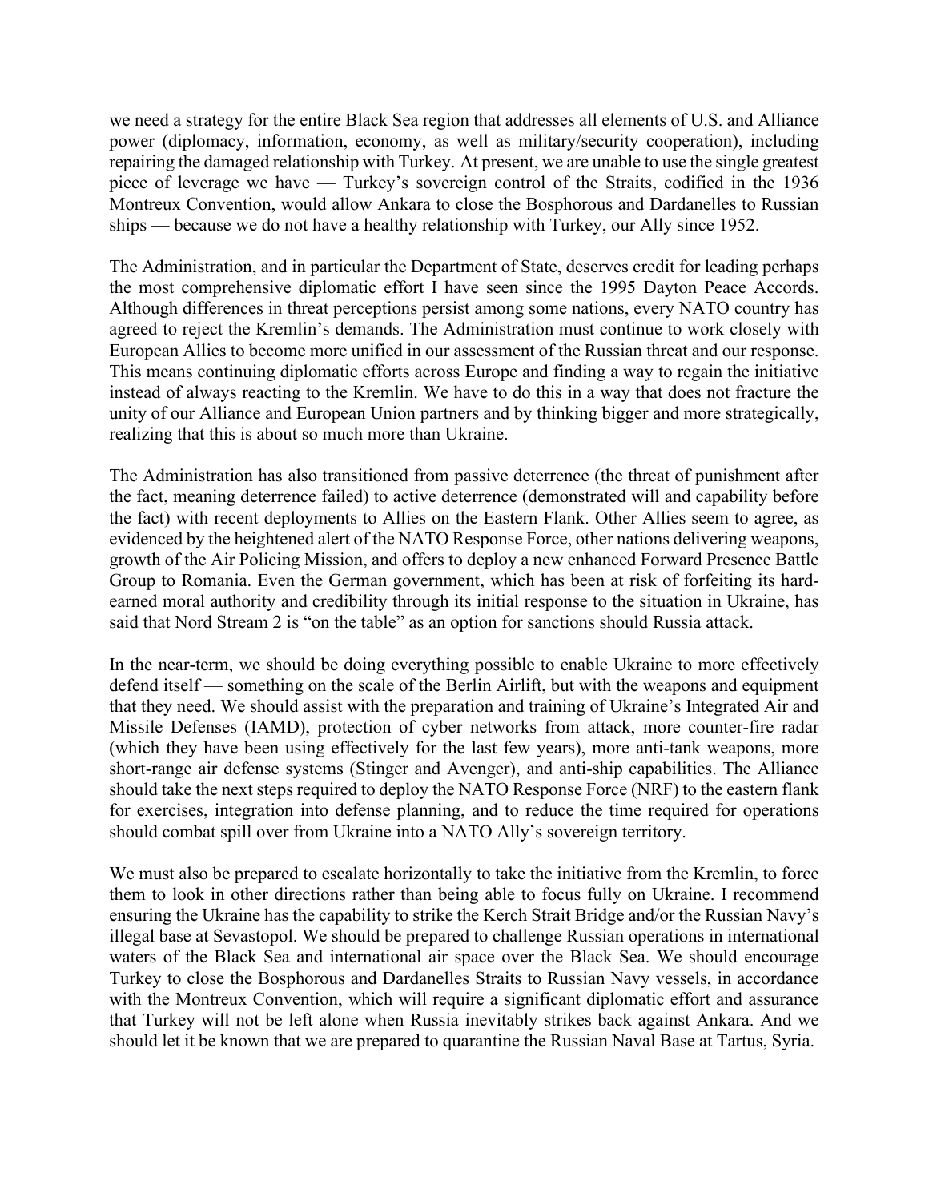we need a strategy for the entire Black Sea region that addresses all elements of U.S. and Alliance power (diplomacy, information, economy, as well as military/security cooperation), including repairing the damaged relationship with Turkey. At present, we are unable to use the single greatest piece of leverage we have — Turkey's sovereign control of the Straits, codified in the 1936 Montreux Convention, would allow Ankara to close the Bosphorous and Dardanelles to Russian ships — because we do not have a healthy relationship with Turkey, our Ally since 1952.

The Administration, and in particular the Department of State, deserves credit for leading perhaps the most comprehensive diplomatic effort I have seen since the 1995 Dayton Peace Accords. Although differences in threat perceptions persist among some nations, every NATO country has agreed to reject the Kremlin's demands. The Administration must continue to work closely with European Allies to become more unified in our assessment of the Russian threat and our response. This means continuing diplomatic efforts across Europe and finding a way to regain the initiative instead of always reacting to the Kremlin. We have to do this in a way that does not fracture the unity of our Alliance and European Union partners and by thinking bigger and more strategically, realizing that this is about so much more than Ukraine.

The Administration has also transitioned from passive deterrence (the threat of punishment after the fact, meaning deterrence failed) to active deterrence (demonstrated will and capability before the fact) with recent deployments to Allies on the Eastern Flank. Other Allies seem to agree, as evidenced by the heightened alert of the NATO Response Force, other nations delivering weapons, growth of the Air Policing Mission, and offers to deploy a new enhanced Forward Presence Battle Group to Romania. Even the German government, which has been at risk of forfeiting its hard-earned moral authority and credibility through its initial response to the situation in Ukraine, has said that Nord Stream 2 is "on the table" as an option for sanctions should Russia attack.

In the near-term, we should be doing everything possible to enable Ukraine to more effectively defend itself — something on the scale of the Berlin Airlift, but with the weapons and equipment that they need. We should assist with the preparation and training of Ukraine's Integrated Air and Missile Defenses (IAMD), protection of cyber networks from attack, more counter-fire radar (which they have been using effectively for the last few years), more anti-tank weapons, more short-range air defense systems (Stinger and Avenger), and anti-ship capabilities. The Alliance should take the next steps required to deploy the NATO Response Force (NRF) to the eastern flank for exercises, integration into defense planning, and to reduce the time required for operations should combat spill over from Ukraine into a NATO Ally's sovereign territory.

We must also be prepared to escalate horizontally to take the initiative from the Kremlin, to force them to look in other directions rather than being able to focus fully on Ukraine. I recommend ensuring the Ukraine has the capability to strike the Kerch Strait Bridge and/or the Russian Navy's illegal base at Sevastopol. We should be prepared to challenge Russian operations in international waters of the Black Sea and international air space over the Black Sea. We should encourage Turkey to close the Bosphorous and Dardanelles Straits to Russian Navy vessels, in accordance with the Montreux Convention, which will require a significant diplomatic effort and assurance that Turkey will not be left alone when Russia inevitably strikes back against Ankara. And we should let it be known that we are prepared to quarantine the Russian Naval Base at Tartus, Syria.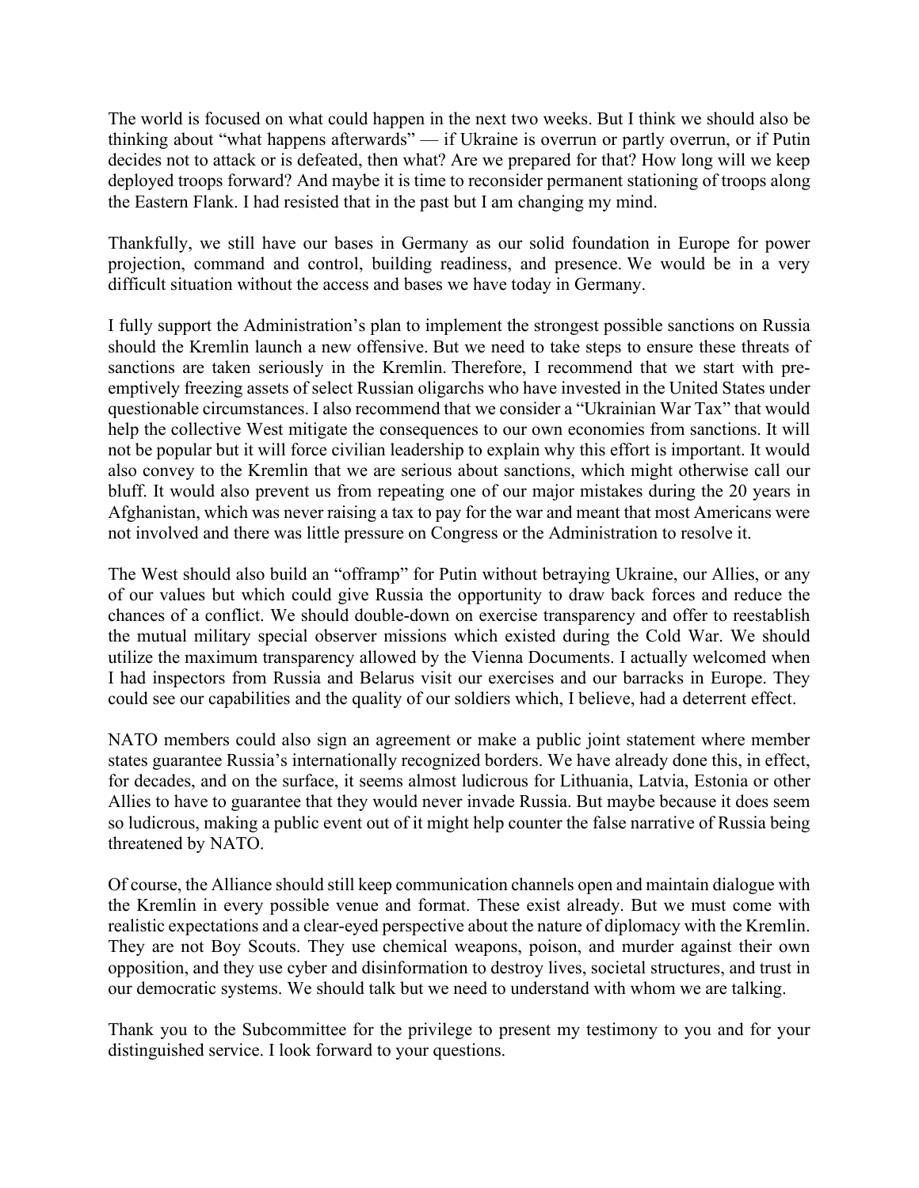The world is focused on what could happen in the next two weeks. But I think we should also be thinking about "what happens afterwards" — if Ukraine is overrun or partly overrun, or if Putin decides not to attack or is defeated, then what? Are we prepared for that? How long will we keep deployed troops forward? And maybe it is time to reconsider permanent stationing of troops along the Eastern Flank. I had resisted that in the past but I am changing my mind.

Thankfully, we still have our bases in Germany as our solid foundation in Europe for power projection, command and control, building readiness, and presence. We would be in a very difficult situation without the access and bases we have today in Germany.

I fully support the Administration's plan to implement the strongest possible sanctions on Russia should the Kremlin launch a new offensive. But we need to take steps to ensure these threats of sanctions are taken seriously in the Kremlin. Therefore, I recommend that we start with pre-emptively freezing assets of select Russian oligarchs who have invested in the United States under questionable circumstances. I also recommend that we consider a "Ukrainian War Tax" that would help the collective West mitigate the consequences to our own economies from sanctions. It will not be popular but it will force civilian leadership to explain why this effort is important. It would also convey to the Kremlin that we are serious about sanctions, which might otherwise call our bluff. It would also prevent us from repeating one of our major mistakes during the 20 years in Afghanistan, which was never raising a tax to pay for the war and meant that most Americans were not involved and there was little pressure on Congress or the Administration to resolve it.

The West should also build an "offramp" for Putin without betraying Ukraine, our Allies, or any of our values but which could give Russia the opportunity to draw back forces and reduce the chances of a conflict. We should double-down on exercise transparency and offer to reestablish the mutual military special observer missions which existed during the Cold War. We should utilize the maximum transparency allowed by the Vienna Documents. I actually welcomed when I had inspectors from Russia and Belarus visit our exercises and our barracks in Europe. They could see our capabilities and the quality of our soldiers which, I believe, had a deterrent effect.

NATO members could also sign an agreement or make a public joint statement where member states guarantee Russia's internationally recognized borders. We have already done this, in effect, for decades, and on the surface, it seems almost ludicrous for Lithuania, Latvia, Estonia or other Allies to have to guarantee that they would never invade Russia. But maybe because it does seem so ludicrous, making a public event out of it might help counter the false narrative of Russia being threatened by NATO.

Of course, the Alliance should still keep communication channels open and maintain dialogue with the Kremlin in every possible venue and format. These exist already. But we must come with realistic expectations and a clear-eyed perspective about the nature of diplomacy with the Kremlin. They are not Boy Scouts. They use chemical weapons, poison, and murder against their own opposition, and they use cyber and disinformation to destroy lives, societal structures, and trust in our democratic systems. We should talk but we need to understand with whom we are talking.

Thank you to the Subcommittee for the privilege to present my testimony to you and for your distinguished service. I look forward to your questions.